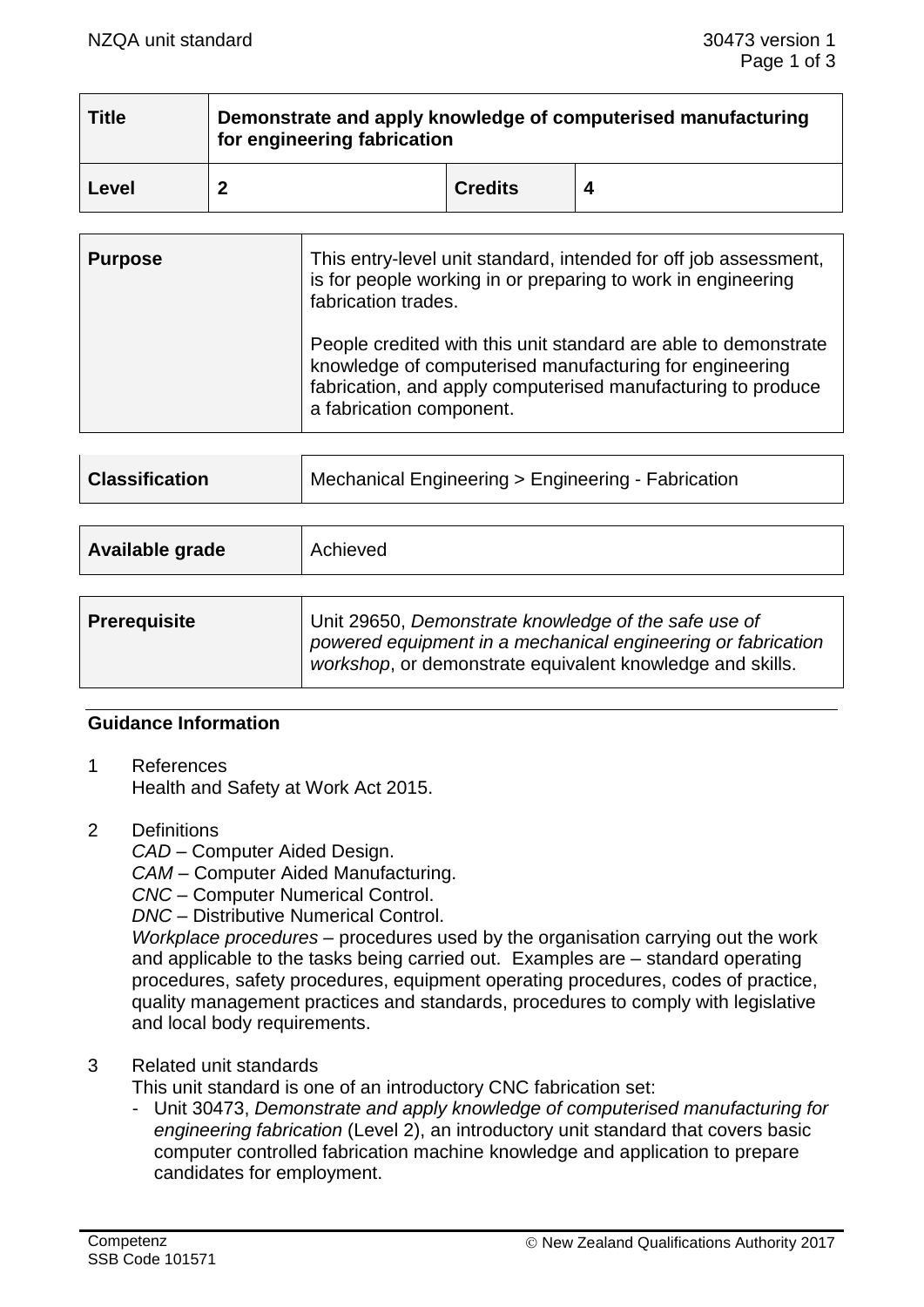| Title | Demonstrate and apply knowledge of computerised manufacturing for engineering fabrication | | |
|---|---|---|---|
| Level | 2 | Credits | 4 |

| Purpose | This entry-level unit standard, intended for off job assessment, is for people working in or preparing to work in engineering fabrication trades.<br><br>People credited with this unit standard are able to demonstrate knowledge of computerised manufacturing for engineering fabrication, and apply computerised manufacturing to produce a fabrication component. |
|---|---|

| Classification | Mechanical Engineering > Engineering - Fabrication |
|---|---|

| Available grade | Achieved |
|---|---|

| Prerequisite | Unit 29650, *Demonstrate knowledge of the safe use of powered equipment in a mechanical engineering or fabrication workshop*, or demonstrate equivalent knowledge and skills. |
|---|---|

## Guidance Information

1 References
Health and Safety at Work Act 2015.

2 Definitions
*CAD* – Computer Aided Design.
*CAM* – Computer Aided Manufacturing.
*CNC* – Computer Numerical Control.
*DNC* – Distributive Numerical Control.
*Workplace procedures* – procedures used by the organisation carrying out the work and applicable to the tasks being carried out. Examples are – standard operating procedures, safety procedures, equipment operating procedures, codes of practice, quality management practices and standards, procedures to comply with legislative and local body requirements.

3 Related unit standards
This unit standard is one of an introductory CNC fabrication set:
- Unit 30473, *Demonstrate and apply knowledge of computerised manufacturing for engineering fabrication* (Level 2), an introductory unit standard that covers basic computer controlled fabrication machine knowledge and application to prepare candidates for employment.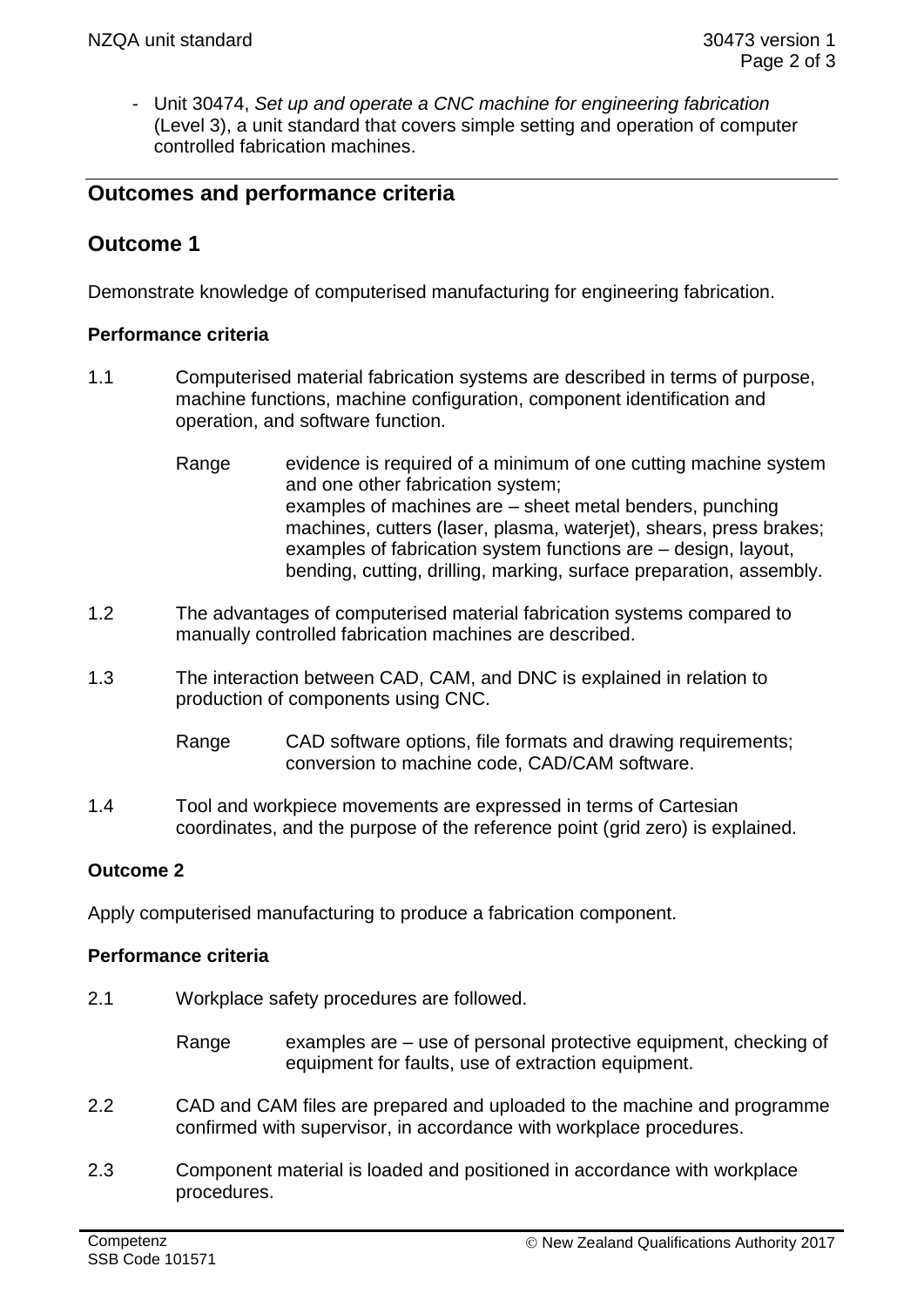- Unit 30474, *Set up and operate a CNC machine for engineering fabrication* (Level 3), a unit standard that covers simple setting and operation of computer controlled fabrication machines.

## Outcomes and performance criteria

## Outcome 1

Demonstrate knowledge of computerised manufacturing for engineering fabrication.

### Performance criteria

1.1 Computerised material fabrication systems are described in terms of purpose, machine functions, machine configuration, component identification and operation, and software function.

Range evidence is required of a minimum of one cutting machine system and one other fabrication system;
examples of machines are – sheet metal benders, punching machines, cutters (laser, plasma, waterjet), shears, press brakes;
examples of fabrication system functions are – design, layout, bending, cutting, drilling, marking, surface preparation, assembly.

1.2 The advantages of computerised material fabrication systems compared to manually controlled fabrication machines are described.

1.3 The interaction between CAD, CAM, and DNC is explained in relation to production of components using CNC.

Range CAD software options, file formats and drawing requirements; conversion to machine code, CAD/CAM software.

1.4 Tool and workpiece movements are expressed in terms of Cartesian coordinates, and the purpose of the reference point (grid zero) is explained.

### Outcome 2

Apply computerised manufacturing to produce a fabrication component.

### Performance criteria

2.1 Workplace safety procedures are followed.

Range examples are – use of personal protective equipment, checking of equipment for faults, use of extraction equipment.

2.2 CAD and CAM files are prepared and uploaded to the machine and programme confirmed with supervisor, in accordance with workplace procedures.

2.3 Component material is loaded and positioned in accordance with workplace procedures.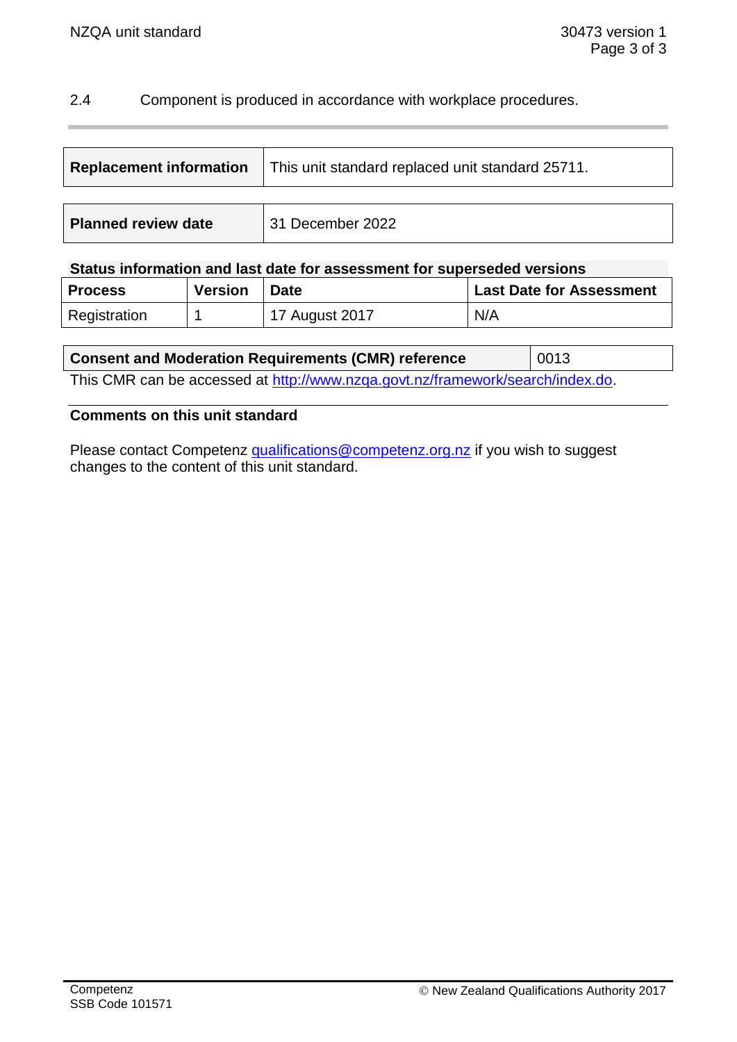2.4 Component is produced in accordance with workplace procedures.

| | |
|---|---|
| **Replacement information** | This unit standard replaced unit standard 25711. |

| | |
|---|---|
| **Planned review date** | 31 December 2022 |

**Status information and last date for assessment for superseded versions**

| Process | Version | Date | Last Date for Assessment |
|---|---|---|---|
| Registration | 1 | 17 August 2017 | N/A |

| | |
|---|---|
| **Consent and Moderation Requirements (CMR) reference** | 0013 |

This CMR can be accessed at http://www.nzqa.govt.nz/framework/search/index.do.

**Comments on this unit standard**

Please contact Competenz qualifications@competenz.org.nz if you wish to suggest changes to the content of this unit standard.